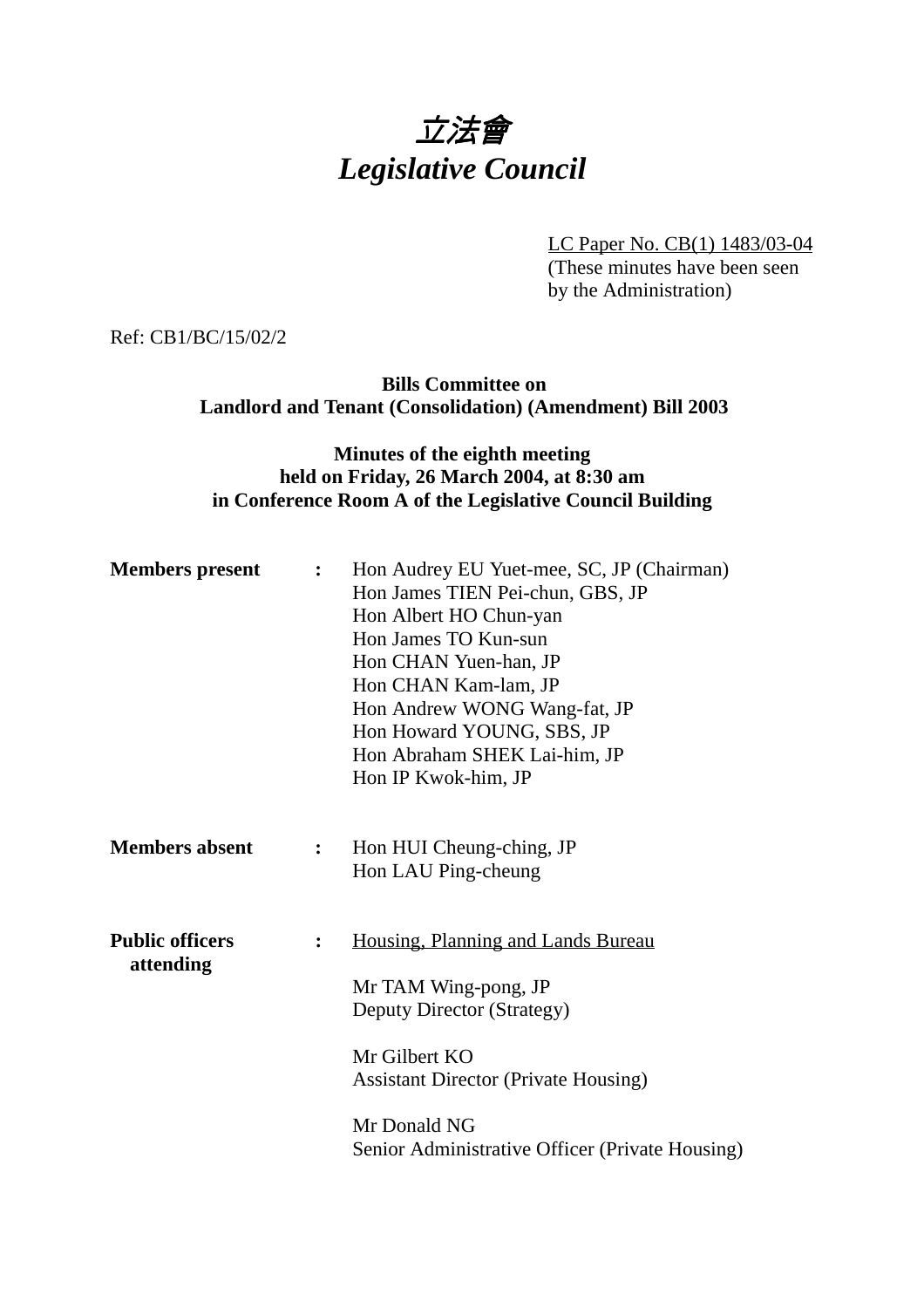# *立法會*
# *Legislative Council*

LC Paper No. CB(1) 1483/03-04
(These minutes have been seen by the Administration)

Ref: CB1/BC/15/02/2

**Bills Committee on**
**Landlord and Tenant (Consolidation) (Amendment) Bill 2003**

**Minutes of the eighth meeting**
**held on Friday, 26 March 2004, at 8:30 am**
**in Conference Room A of the Legislative Council Building**

**Members present** : Hon Audrey EU Yuet-mee, SC, JP (Chairman)
Hon James TIEN Pei-chun, GBS, JP
Hon Albert HO Chun-yan
Hon James TO Kun-sun
Hon CHAN Yuen-han, JP
Hon CHAN Kam-lam, JP
Hon Andrew WONG Wang-fat, JP
Hon Howard YOUNG, SBS, JP
Hon Abraham SHEK Lai-him, JP
Hon IP Kwok-him, JP

**Members absent** : Hon HUI Cheung-ching, JP
Hon LAU Ping-cheung

**Public officers attending** : Housing, Planning and Lands Bureau

Mr TAM Wing-pong, JP
Deputy Director (Strategy)

Mr Gilbert KO
Assistant Director (Private Housing)

Mr Donald NG
Senior Administrative Officer (Private Housing)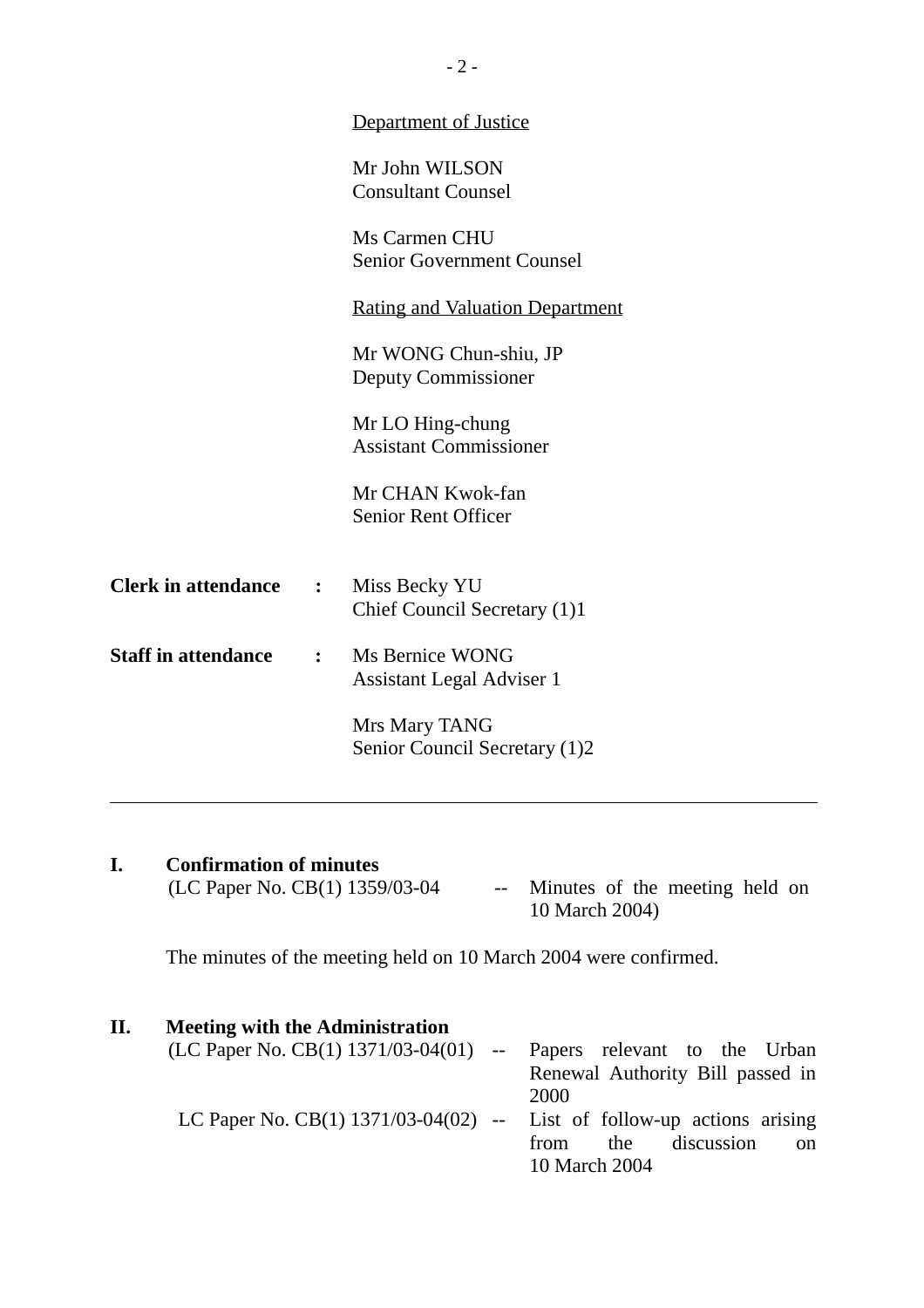Department of Justice

Mr John WILSON
Consultant Counsel

Ms Carmen CHU
Senior Government Counsel

Rating and Valuation Department

Mr WONG Chun-shiu, JP
Deputy Commissioner

Mr LO Hing-chung
Assistant Commissioner

Mr CHAN Kwok-fan
Senior Rent Officer

**Clerk in attendance :** Miss Becky YU
Chief Council Secretary (1)1

**Staff in attendance :** Ms Bernice WONG
Assistant Legal Adviser 1

Mrs Mary TANG
Senior Council Secretary (1)2

---

## I. Confirmation of minutes

(LC Paper No. CB(1) 1359/03-04 -- Minutes of the meeting held on 10 March 2004)

The minutes of the meeting held on 10 March 2004 were confirmed.

## II. Meeting with the Administration

(LC Paper No. CB(1) 1371/03-04(01) -- Papers relevant to the Urban Renewal Authority Bill passed in 2000

LC Paper No. CB(1) 1371/03-04(02) -- List of follow-up actions arising from the discussion on 10 March 2004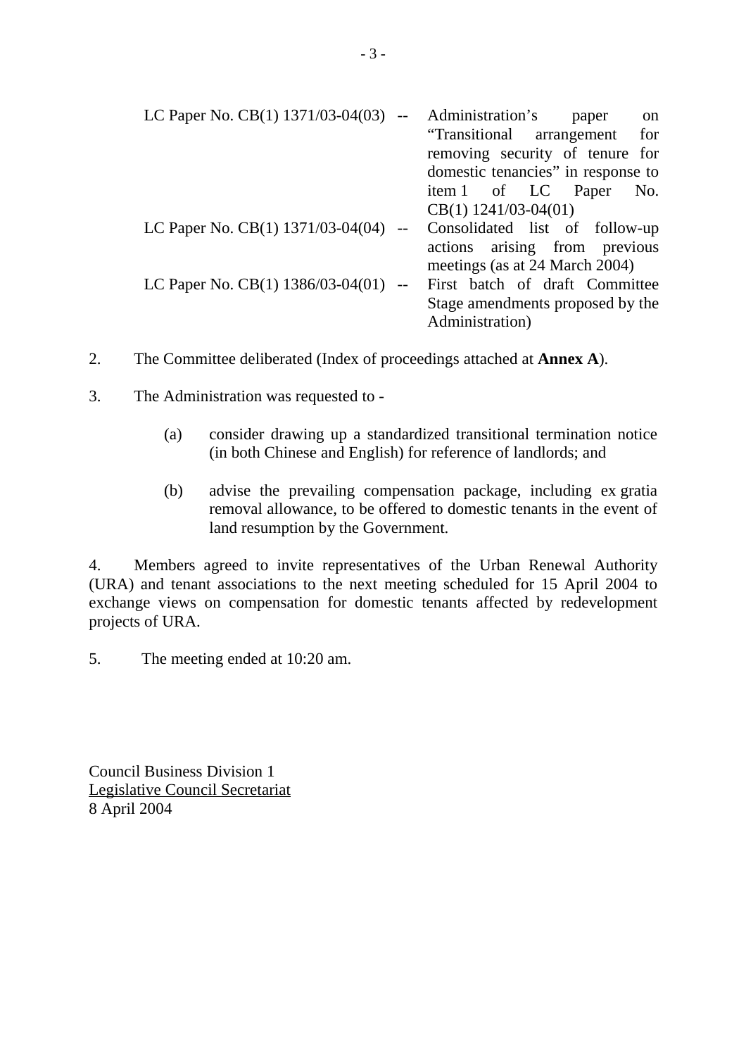| | | |
|---|---|---|
| LC Paper No. CB(1) 1371/03-04(03) | -- | Administration's paper on "Transitional arrangement for removing security of tenure for domestic tenancies" in response to item 1 of LC Paper No. CB(1) 1241/03-04(01) |
| LC Paper No. CB(1) 1371/03-04(04) | -- | Consolidated list of follow-up actions arising from previous meetings (as at 24 March 2004) |
| LC Paper No. CB(1) 1386/03-04(01) | -- | First batch of draft Committee Stage amendments proposed by the Administration) |

2. The Committee deliberated (Index of proceedings attached at **Annex A**).

3. The Administration was requested to -

   (a) consider drawing up a standardized transitional termination notice (in both Chinese and English) for reference of landlords; and

   (b) advise the prevailing compensation package, including ex gratia removal allowance, to be offered to domestic tenants in the event of land resumption by the Government.

4. Members agreed to invite representatives of the Urban Renewal Authority (URA) and tenant associations to the next meeting scheduled for 15 April 2004 to exchange views on compensation for domestic tenants affected by redevelopment projects of URA.

5. The meeting ended at 10:20 am.

Council Business Division 1
Legislative Council Secretariat
8 April 2004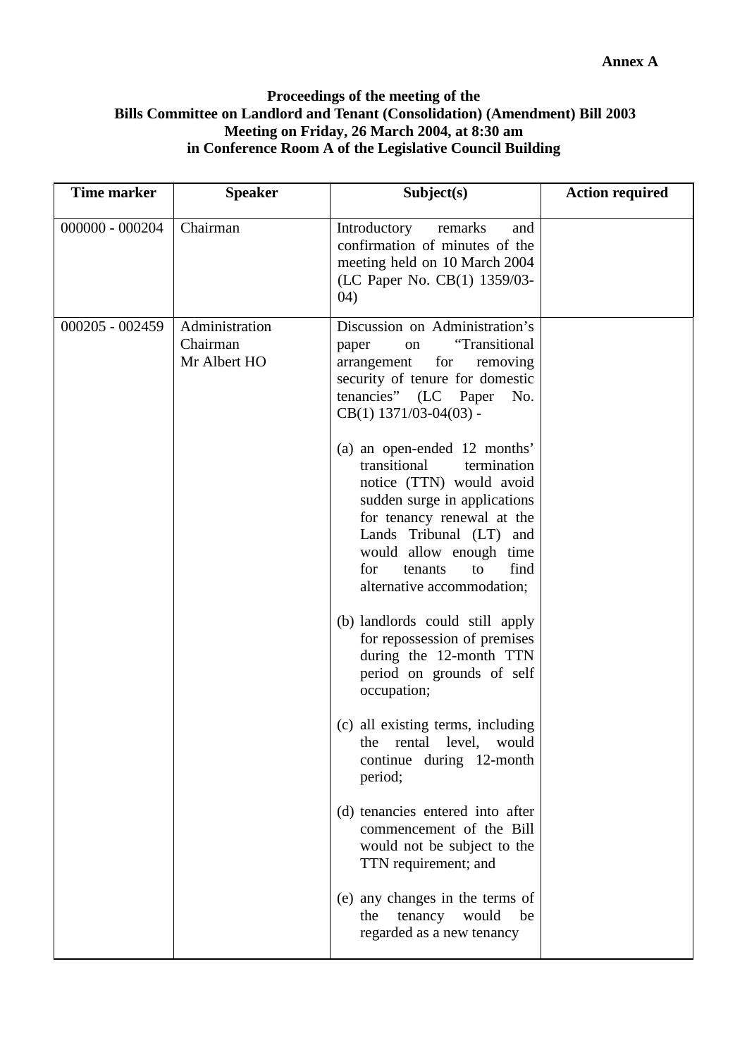**Annex A**

**Proceedings of the meeting of the**
**Bills Committee on Landlord and Tenant (Consolidation) (Amendment) Bill 2003**
**Meeting on Friday, 26 March 2004, at 8:30 am**
**in Conference Room A of the Legislative Council Building**

| Time marker | Speaker | Subject(s) | Action required |
|---|---|---|---|
| 000000 - 000204 | Chairman | Introductory remarks and confirmation of minutes of the meeting held on 10 March 2004 (LC Paper No. CB(1) 1359/03-04) | |
| 000205 - 002459 | Administration<br>Chairman<br>Mr Albert HO | Discussion on Administration's paper on "Transitional arrangement for removing security of tenure for domestic tenancies" (LC Paper No. CB(1) 1371/03-04(03) -<br><br>(a) an open-ended 12 months' transitional termination notice (TTN) would avoid sudden surge in applications for tenancy renewal at the Lands Tribunal (LT) and would allow enough time for tenants to find alternative accommodation;<br><br>(b) landlords could still apply for repossession of premises during the 12-month TTN period on grounds of self occupation;<br><br>(c) all existing terms, including the rental level, would continue during 12-month period;<br><br>(d) tenancies entered into after commencement of the Bill would not be subject to the TTN requirement; and<br><br>(e) any changes in the terms of the tenancy would be regarded as a new tenancy | |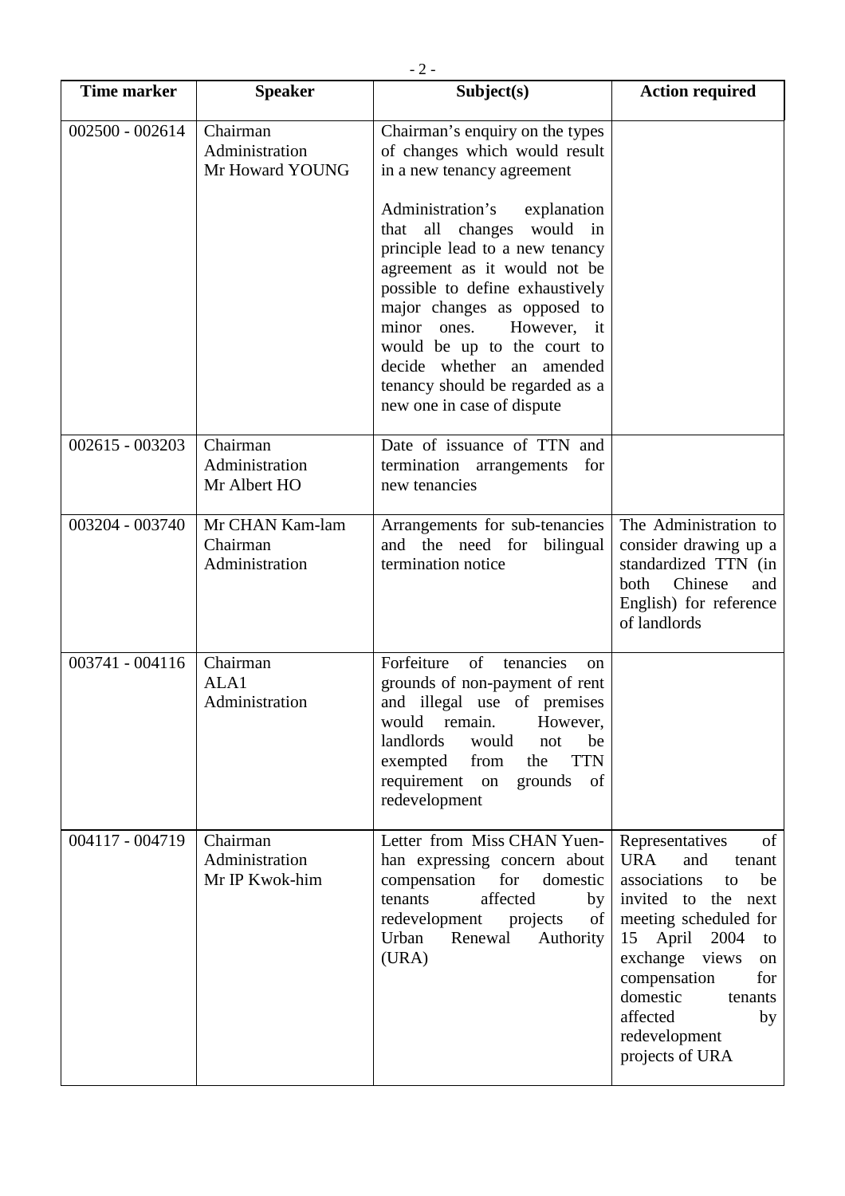| Time marker | Speaker | Subject(s) | Action required |
|---|---|---|---|
| 002500 - 002614 | Chairman<br>Administration<br>Mr Howard YOUNG | Chairman's enquiry on the types of changes which would result in a new tenancy agreement<br><br>Administration's explanation that all changes would in principle lead to a new tenancy agreement as it would not be possible to define exhaustively major changes as opposed to minor ones. However, it would be up to the court to decide whether an amended tenancy should be regarded as a new one in case of dispute | |
| 002615 - 003203 | Chairman<br>Administration<br>Mr Albert HO | Date of issuance of TTN and termination arrangements for new tenancies | |
| 003204 - 003740 | Mr CHAN Kam-lam<br>Chairman<br>Administration | Arrangements for sub-tenancies and the need for bilingual termination notice | The Administration to consider drawing up a standardized TTN (in both Chinese and English) for reference of landlords |
| 003741 - 004116 | Chairman<br>ALA1<br>Administration | Forfeiture of tenancies on grounds of non-payment of rent and illegal use of premises would remain. However, landlords would not be exempted from the TTN requirement on grounds of redevelopment | |
| 004117 - 004719 | Chairman<br>Administration<br>Mr IP Kwok-him | Letter from Miss CHAN Yuen-han expressing concern about compensation for domestic tenants affected by redevelopment projects of Urban Renewal Authority (URA) | Representatives of URA and tenant associations to be invited to the next meeting scheduled for 15 April 2004 to exchange views on compensation for domestic tenants affected by redevelopment projects of URA |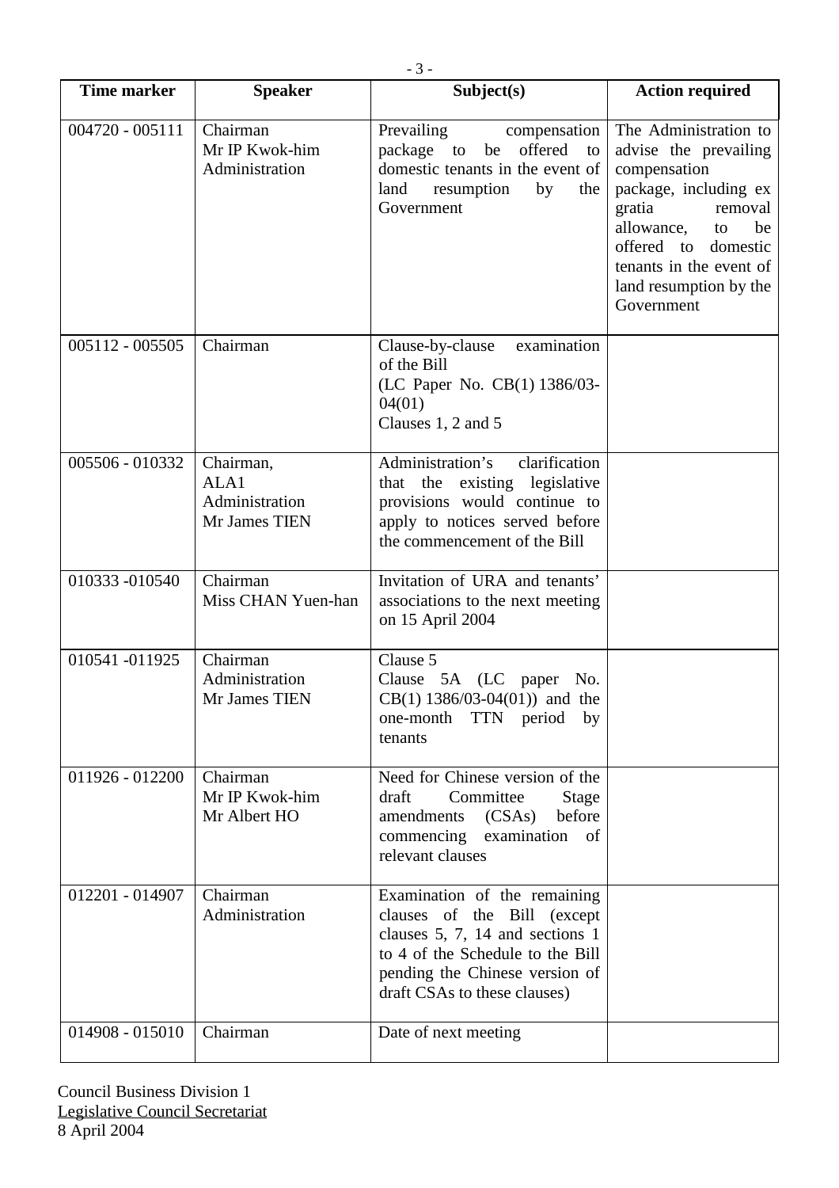| Time marker | Speaker | Subject(s) | Action required |
|---|---|---|---|
| 004720 - 005111 | Chairman<br>Mr IP Kwok-him<br>Administration | Prevailing compensation package to be offered to domestic tenants in the event of land resumption by the Government | The Administration to advise the prevailing compensation package, including ex gratia removal allowance, to be offered to domestic tenants in the event of land resumption by the Government |
| 005112 - 005505 | Chairman | Clause-by-clause examination of the Bill<br>(LC Paper No. CB(1) 1386/03-04(01)<br>Clauses 1, 2 and 5 | |
| 005506 - 010332 | Chairman,<br>ALA1<br>Administration<br>Mr James TIEN | Administration's clarification that the existing legislative provisions would continue to apply to notices served before the commencement of the Bill | |
| 010333 -010540 | Chairman<br>Miss CHAN Yuen-han | Invitation of URA and tenants' associations to the next meeting on 15 April 2004 | |
| 010541 -011925 | Chairman<br>Administration<br>Mr James TIEN | Clause 5<br>Clause 5A (LC paper No. CB(1) 1386/03-04(01)) and the one-month TTN period by tenants | |
| 011926 - 012200 | Chairman<br>Mr IP Kwok-him<br>Mr Albert HO | Need for Chinese version of the draft Committee Stage amendments (CSAs) before commencing examination of relevant clauses | |
| 012201 - 014907 | Chairman<br>Administration | Examination of the remaining clauses of the Bill (except clauses 5, 7, 14 and sections 1 to 4 of the Schedule to the Bill pending the Chinese version of draft CSAs to these clauses) | |
| 014908 - 015010 | Chairman | Date of next meeting | |

Council Business Division 1
Legislative Council Secretariat
8 April 2004